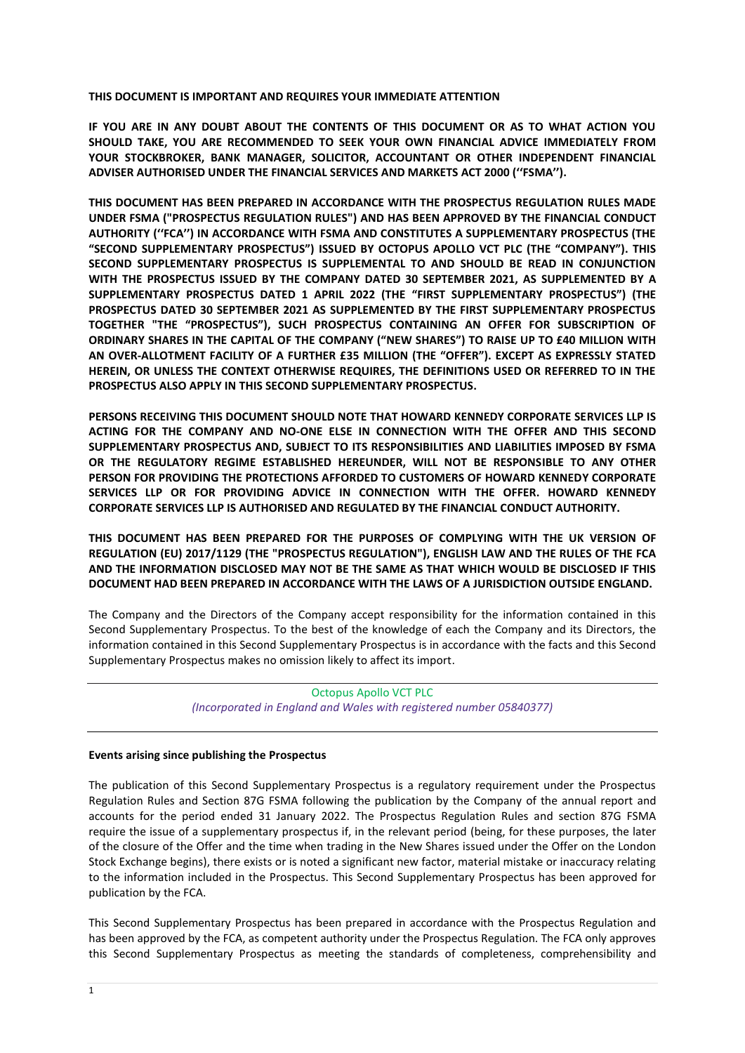**THIS DOCUMENT IS IMPORTANT AND REQUIRES YOUR IMMEDIATE ATTENTION**

**IF YOU ARE IN ANY DOUBT ABOUT THE CONTENTS OF THIS DOCUMENT OR AS TO WHAT ACTION YOU SHOULD TAKE, YOU ARE RECOMMENDED TO SEEK YOUR OWN FINANCIAL ADVICE IMMEDIATELY FROM YOUR STOCKBROKER, BANK MANAGER, SOLICITOR, ACCOUNTANT OR OTHER INDEPENDENT FINANCIAL ADVISER AUTHORISED UNDER THE FINANCIAL SERVICES AND MARKETS ACT 2000 (''FSMA'').**

**THIS DOCUMENT HAS BEEN PREPARED IN ACCORDANCE WITH THE PROSPECTUS REGULATION RULES MADE UNDER FSMA ("PROSPECTUS REGULATION RULES") AND HAS BEEN APPROVED BY THE FINANCIAL CONDUCT AUTHORITY (''FCA'') IN ACCORDANCE WITH FSMA AND CONSTITUTES A SUPPLEMENTARY PROSPECTUS (THE "SECOND SUPPLEMENTARY PROSPECTUS") ISSUED BY OCTOPUS APOLLO VCT PLC (THE "COMPANY"). THIS SECOND SUPPLEMENTARY PROSPECTUS IS SUPPLEMENTAL TO AND SHOULD BE READ IN CONJUNCTION WITH THE PROSPECTUS ISSUED BY THE COMPANY DATED 30 SEPTEMBER 2021, AS SUPPLEMENTED BY A SUPPLEMENTARY PROSPECTUS DATED 1 APRIL 2022 (THE "FIRST SUPPLEMENTARY PROSPECTUS") (THE PROSPECTUS DATED 30 SEPTEMBER 2021 AS SUPPLEMENTED BY THE FIRST SUPPLEMENTARY PROSPECTUS TOGETHER "THE "PROSPECTUS"), SUCH PROSPECTUS CONTAINING AN OFFER FOR SUBSCRIPTION OF ORDINARY SHARES IN THE CAPITAL OF THE COMPANY ("NEW SHARES") TO RAISE UP TO £40 MILLION WITH AN OVER-ALLOTMENT FACILITY OF A FURTHER £35 MILLION (THE "OFFER"). EXCEPT AS EXPRESSLY STATED HEREIN, OR UNLESS THE CONTEXT OTHERWISE REQUIRES, THE DEFINITIONS USED OR REFERRED TO IN THE PROSPECTUS ALSO APPLY IN THIS SECOND SUPPLEMENTARY PROSPECTUS.**

**PERSONS RECEIVING THIS DOCUMENT SHOULD NOTE THAT HOWARD KENNEDY CORPORATE SERVICES LLP IS ACTING FOR THE COMPANY AND NO-ONE ELSE IN CONNECTION WITH THE OFFER AND THIS SECOND SUPPLEMENTARY PROSPECTUS AND, SUBJECT TO ITS RESPONSIBILITIES AND LIABILITIES IMPOSED BY FSMA OR THE REGULATORY REGIME ESTABLISHED HEREUNDER, WILL NOT BE RESPONSIBLE TO ANY OTHER PERSON FOR PROVIDING THE PROTECTIONS AFFORDED TO CUSTOMERS OF HOWARD KENNEDY CORPORATE SERVICES LLP OR FOR PROVIDING ADVICE IN CONNECTION WITH THE OFFER. HOWARD KENNEDY CORPORATE SERVICES LLP IS AUTHORISED AND REGULATED BY THE FINANCIAL CONDUCT AUTHORITY.**

**THIS DOCUMENT HAS BEEN PREPARED FOR THE PURPOSES OF COMPLYING WITH THE UK VERSION OF REGULATION (EU) 2017/1129 (THE "PROSPECTUS REGULATION"), ENGLISH LAW AND THE RULES OF THE FCA AND THE INFORMATION DISCLOSED MAY NOT BE THE SAME AS THAT WHICH WOULD BE DISCLOSED IF THIS DOCUMENT HAD BEEN PREPARED IN ACCORDANCE WITH THE LAWS OF A JURISDICTION OUTSIDE ENGLAND.**

The Company and the Directors of the Company accept responsibility for the information contained in this Second Supplementary Prospectus. To the best of the knowledge of each the Company and its Directors, the information contained in this Second Supplementary Prospectus is in accordance with the facts and this Second Supplementary Prospectus makes no omission likely to affect its import.

---

Octopus Apollo VCT PLC
*(Incorporated in England and Wales with registered number 05840377)*

---

**Events arising since publishing the Prospectus**

The publication of this Second Supplementary Prospectus is a regulatory requirement under the Prospectus Regulation Rules and Section 87G FSMA following the publication by the Company of the annual report and accounts for the period ended 31 January 2022. The Prospectus Regulation Rules and section 87G FSMA require the issue of a supplementary prospectus if, in the relevant period (being, for these purposes, the later of the closure of the Offer and the time when trading in the New Shares issued under the Offer on the London Stock Exchange begins), there exists or is noted a significant new factor, material mistake or inaccuracy relating to the information included in the Prospectus. This Second Supplementary Prospectus has been approved for publication by the FCA.

This Second Supplementary Prospectus has been prepared in accordance with the Prospectus Regulation and has been approved by the FCA, as competent authority under the Prospectus Regulation. The FCA only approves this Second Supplementary Prospectus as meeting the standards of completeness, comprehensibility and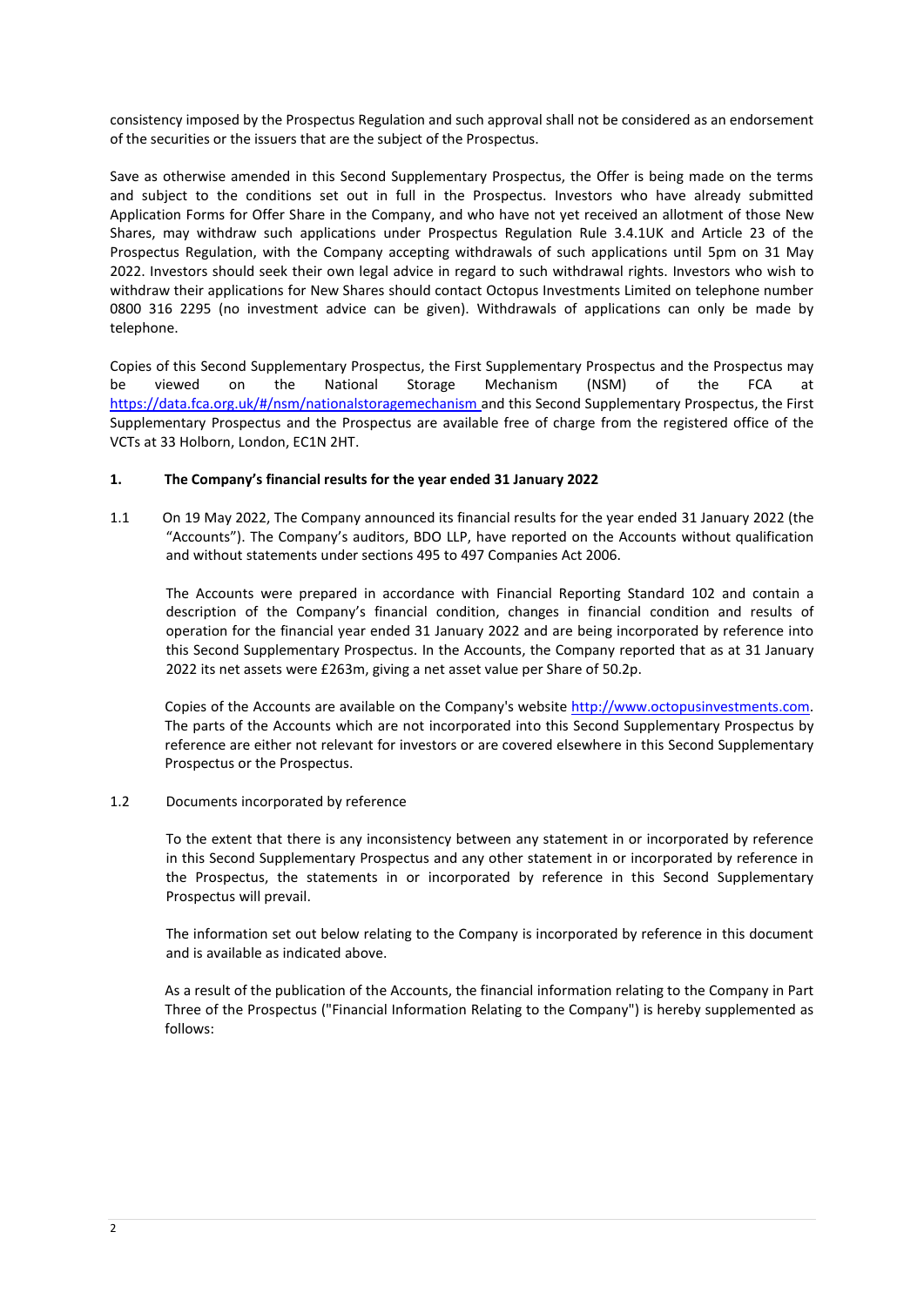consistency imposed by the Prospectus Regulation and such approval shall not be considered as an endorsement of the securities or the issuers that are the subject of the Prospectus.

Save as otherwise amended in this Second Supplementary Prospectus, the Offer is being made on the terms and subject to the conditions set out in full in the Prospectus. Investors who have already submitted Application Forms for Offer Share in the Company, and who have not yet received an allotment of those New Shares, may withdraw such applications under Prospectus Regulation Rule 3.4.1UK and Article 23 of the Prospectus Regulation, with the Company accepting withdrawals of such applications until 5pm on 31 May 2022. Investors should seek their own legal advice in regard to such withdrawal rights. Investors who wish to withdraw their applications for New Shares should contact Octopus Investments Limited on telephone number 0800 316 2295 (no investment advice can be given). Withdrawals of applications can only be made by telephone.

Copies of this Second Supplementary Prospectus, the First Supplementary Prospectus and the Prospectus may be viewed on the National Storage Mechanism (NSM) of the FCA at https://data.fca.org.uk/#/nsm/nationalstoragemechanism and this Second Supplementary Prospectus, the First Supplementary Prospectus and the Prospectus are available free of charge from the registered office of the VCTs at 33 Holborn, London, EC1N 2HT.

## 1. The Company's financial results for the year ended 31 January 2022

1.1 On 19 May 2022, The Company announced its financial results for the year ended 31 January 2022 (the "Accounts"). The Company's auditors, BDO LLP, have reported on the Accounts without qualification and without statements under sections 495 to 497 Companies Act 2006.

The Accounts were prepared in accordance with Financial Reporting Standard 102 and contain a description of the Company's financial condition, changes in financial condition and results of operation for the financial year ended 31 January 2022 and are being incorporated by reference into this Second Supplementary Prospectus. In the Accounts, the Company reported that as at 31 January 2022 its net assets were £263m, giving a net asset value per Share of 50.2p.

Copies of the Accounts are available on the Company's website http://www.octopusinvestments.com. The parts of the Accounts which are not incorporated into this Second Supplementary Prospectus by reference are either not relevant for investors or are covered elsewhere in this Second Supplementary Prospectus or the Prospectus.

1.2 Documents incorporated by reference

To the extent that there is any inconsistency between any statement in or incorporated by reference in this Second Supplementary Prospectus and any other statement in or incorporated by reference in the Prospectus, the statements in or incorporated by reference in this Second Supplementary Prospectus will prevail.

The information set out below relating to the Company is incorporated by reference in this document and is available as indicated above.

As a result of the publication of the Accounts, the financial information relating to the Company in Part Three of the Prospectus ("Financial Information Relating to the Company") is hereby supplemented as follows: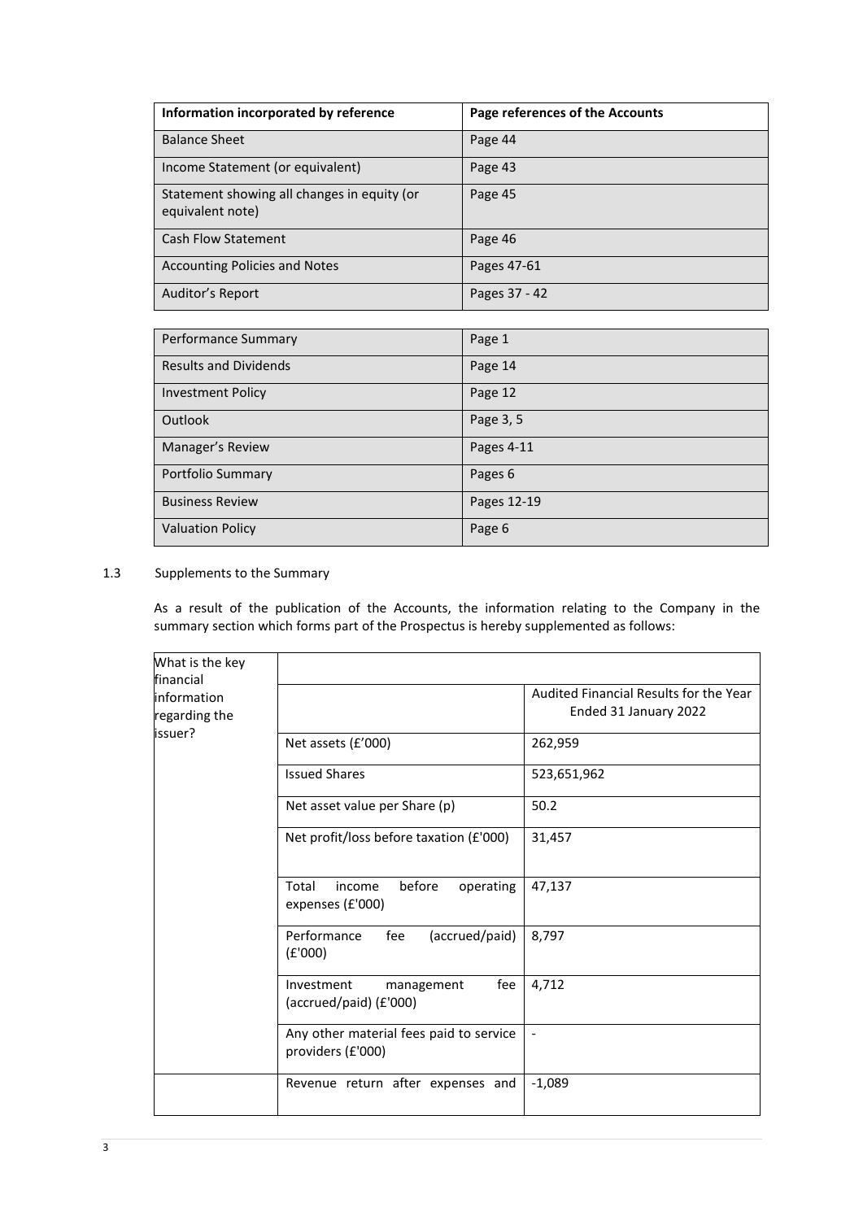| Information incorporated by reference | Page references of the Accounts |
| --- | --- |
| Balance Sheet | Page 44 |
| Income Statement (or equivalent) | Page 43 |
| Statement showing all changes in equity (or equivalent note) | Page 45 |
| Cash Flow Statement | Page 46 |
| Accounting Policies and Notes | Pages 47-61 |
| Auditor's Report | Pages 37 - 42 |

| | |
| --- | --- |
| Performance Summary | Page 1 |
| Results and Dividends | Page 14 |
| Investment Policy | Page 12 |
| Outlook | Page 3, 5 |
| Manager's Review | Pages 4-11 |
| Portfolio Summary | Pages 6 |
| Business Review | Pages 12-19 |
| Valuation Policy | Page 6 |

1.3 Supplements to the Summary

As a result of the publication of the Accounts, the information relating to the Company in the summary section which forms part of the Prospectus is hereby supplemented as follows:

| What is the key financial information regarding the issuer? | | |
| --- | --- | --- |
| | | Audited Financial Results for the Year Ended 31 January 2022 |
| | Net assets (£'000) | 262,959 |
| | Issued Shares | 523,651,962 |
| | Net asset value per Share (p) | 50.2 |
| | Net profit/loss before taxation (£'000) | 31,457 |
| | Total income before operating expenses (£'000) | 47,137 |
| | Performance fee (accrued/paid) (£'000) | 8,797 |
| | Investment management fee (accrued/paid) (£'000) | 4,712 |
| | Any other material fees paid to service providers (£'000) | - |
| | Revenue return after expenses and | -1,089 |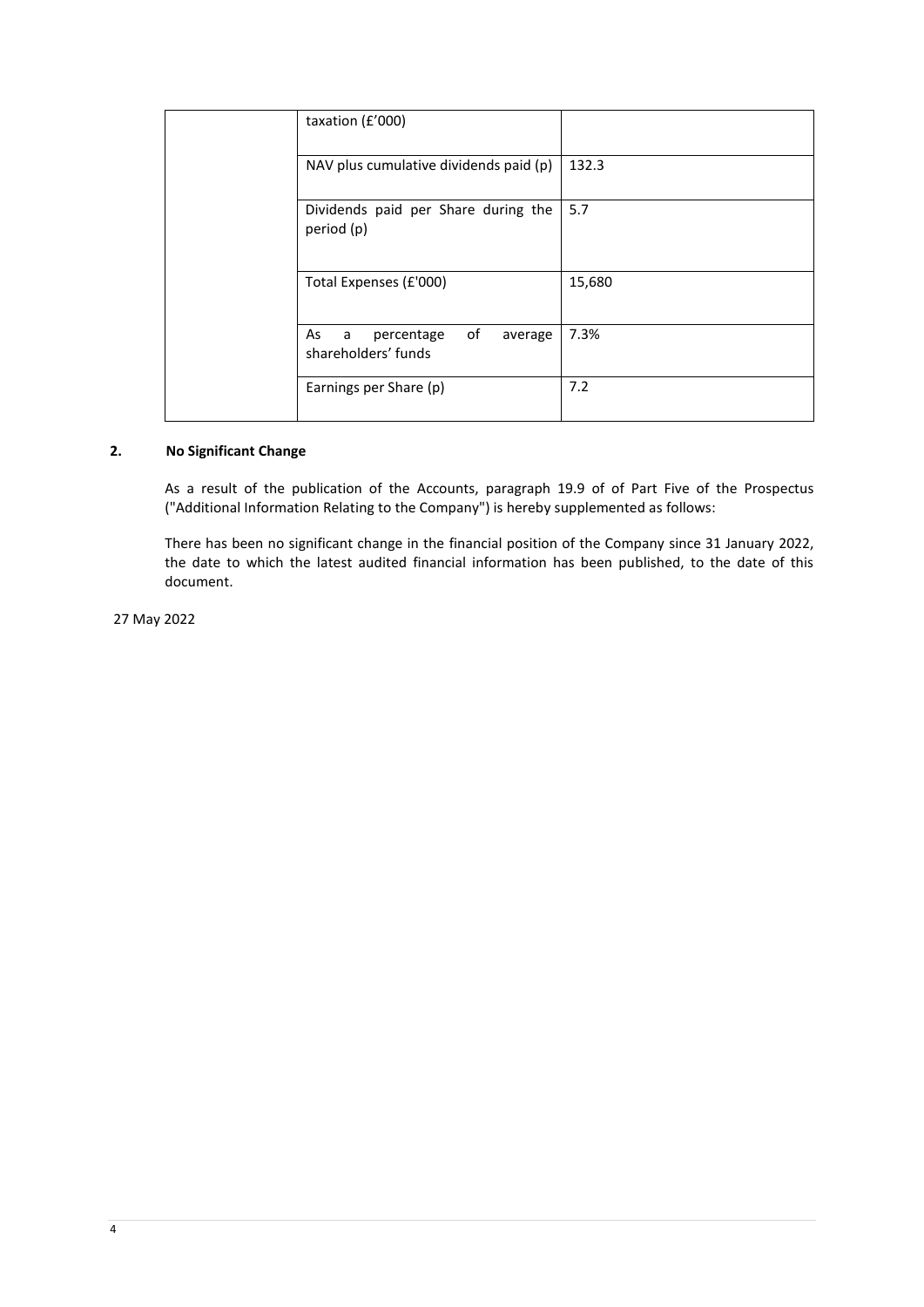| | | |
|---|---|---|
| | taxation (£'000) | |
| | NAV plus cumulative dividends paid (p) | 132.3 |
| | Dividends paid per Share during the period (p) | 5.7 |
| | Total Expenses (£'000) | 15,680 |
| | As a percentage of average shareholders' funds | 7.3% |
| | Earnings per Share (p) | 7.2 |

**2. No Significant Change**

As a result of the publication of the Accounts, paragraph 19.9 of of Part Five of the Prospectus ("Additional Information Relating to the Company") is hereby supplemented as follows:

There has been no significant change in the financial position of the Company since 31 January 2022, the date to which the latest audited financial information has been published, to the date of this document.

27 May 2022